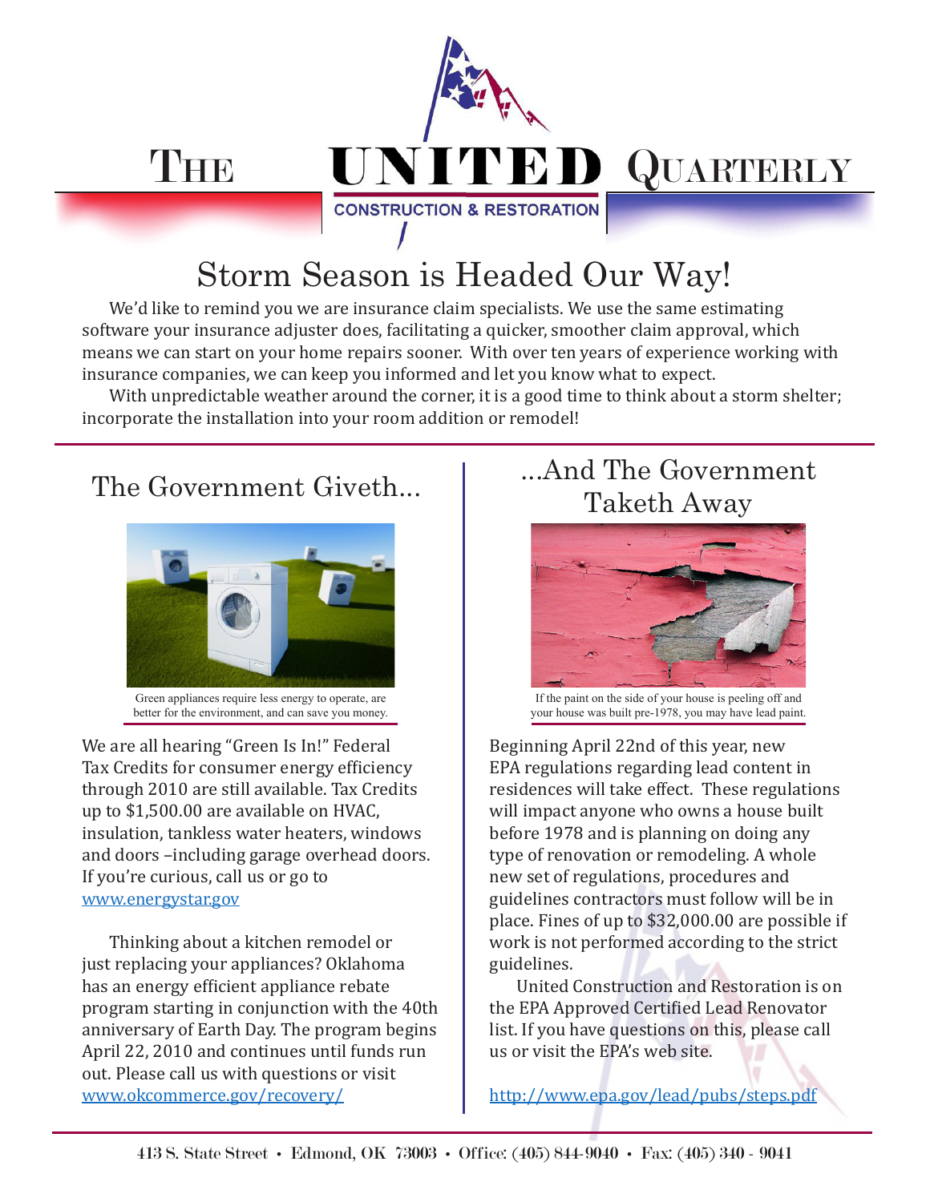# The UNITED Quarterly

CONSTRUCTION & RESTORATION

## Storm Season is Headed Our Way!

We'd like to remind you we are insurance claim specialists. We use the same estimating software your insurance adjuster does, facilitating a quicker, smoother claim approval, which means we can start on your home repairs sooner. With over ten years of experience working with insurance companies, we can keep you informed and let you know what to expect.

With unpredictable weather around the corner, it is a good time to think about a storm shelter; incorporate the installation into your room addition or remodel!

## The Government Giveth...

Green appliances require less energy to operate, are better for the environment, and can save you money.

We are all hearing "Green Is In!" Federal Tax Credits for consumer energy efficiency through 2010 are still available. Tax Credits up to $1,500.00 are available on HVAC, insulation, tankless water heaters, windows and doors –including garage overhead doors. If you're curious, call us or go to www.energystar.gov

Thinking about a kitchen remodel or just replacing your appliances? Oklahoma has an energy efficient appliance rebate program starting in conjunction with the 40th anniversary of Earth Day. The program begins April 22, 2010 and continues until funds run out. Please call us with questions or visit www.okcommerce.gov/recovery/

## ...And The Government Taketh Away

If the paint on the side of your house is peeling off and your house was built pre-1978, you may have lead paint.

Beginning April 22nd of this year, new EPA regulations regarding lead content in residences will take effect. These regulations will impact anyone who owns a house built before 1978 and is planning on doing any type of renovation or remodeling. A whole new set of regulations, procedures and guidelines contractors must follow will be in place. Fines of up to $32,000.00 are possible if work is not performed according to the strict guidelines.

United Construction and Restoration is on the EPA Approved Certified Lead Renovator list. If you have questions on this, please call us or visit the EPA's web site.

http://www.epa.gov/lead/pubs/steps.pdf

413 S. State Street • Edmond, OK 73003 • Office: (405) 844-9040 • Fax: (405) 340 - 9041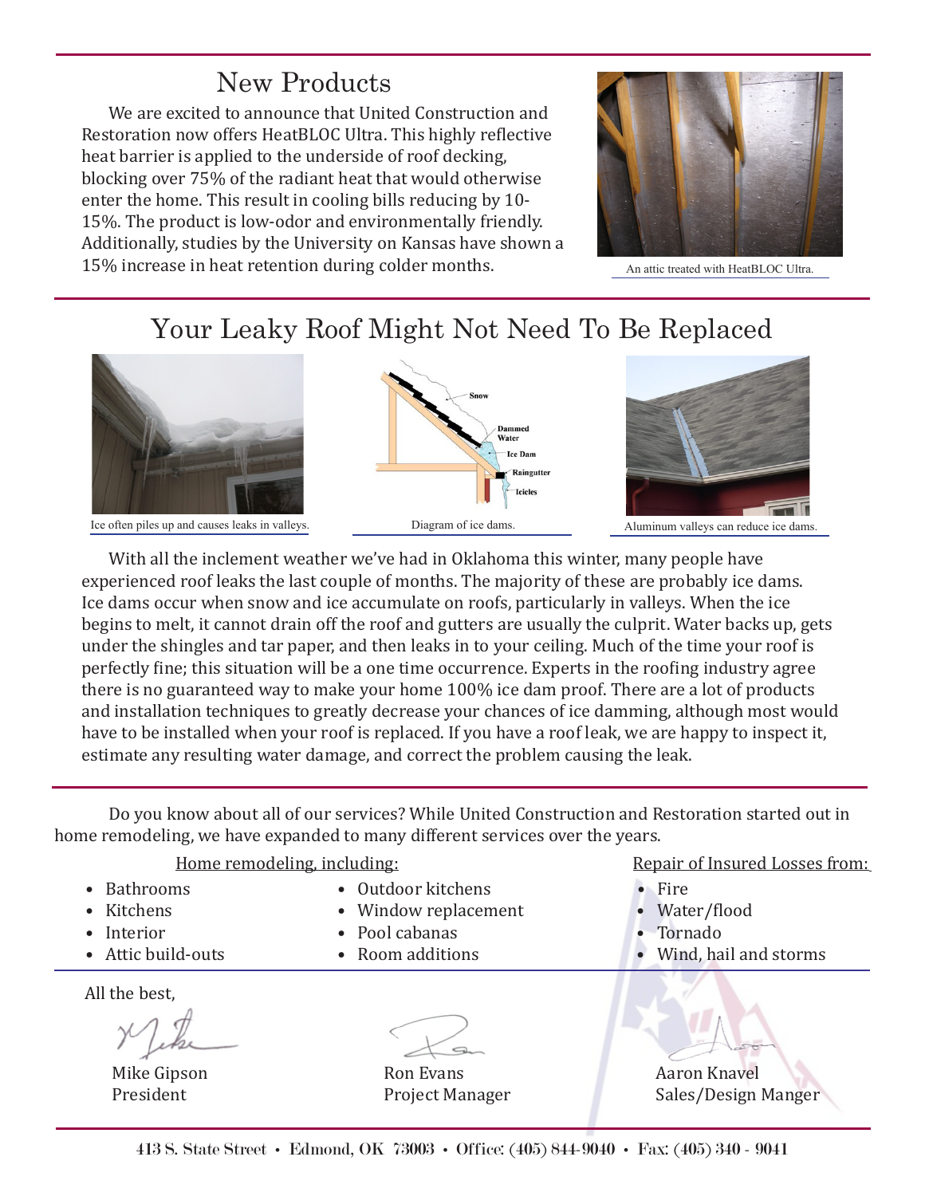## New Products

We are excited to announce that United Construction and Restoration now offers HeatBLOC Ultra. This highly reflective heat barrier is applied to the underside of roof decking, blocking over 75% of the radiant heat that would otherwise enter the home. This result in cooling bills reducing by 10-15%. The product is low-odor and environmentally friendly. Additionally, studies by the University on Kansas have shown a 15% increase in heat retention during colder months.

An attic treated with HeatBLOC Ultra.

## Your Leaky Roof Might Not Need To Be Replaced

Ice often piles up and causes leaks in valleys.

Snow
Dammed Water
Ice Dam
Raingutter
Icicles

Diagram of ice dams.

Aluminum valleys can reduce ice dams.

With all the inclement weather we've had in Oklahoma this winter, many people have experienced roof leaks the last couple of months. The majority of these are probably ice dams. Ice dams occur when snow and ice accumulate on roofs, particularly in valleys. When the ice begins to melt, it cannot drain off the roof and gutters are usually the culprit. Water backs up, gets under the shingles and tar paper, and then leaks in to your ceiling. Much of the time your roof is perfectly fine; this situation will be a one time occurrence. Experts in the roofing industry agree there is no guaranteed way to make your home 100% ice dam proof. There are a lot of products and installation techniques to greatly decrease your chances of ice damming, although most would have to be installed when your roof is replaced. If you have a roof leak, we are happy to inspect it, estimate any resulting water damage, and correct the problem causing the leak.

Do you know about all of our services? While United Construction and Restoration started out in home remodeling, we have expanded to many different services over the years.

Home remodeling, including:

- Bathrooms
- Kitchens
- Interior
- Attic build-outs
- Outdoor kitchens
- Window replacement
- Pool cabanas
- Room additions

Repair of Insured Losses from:

- Fire
- Water/flood
- Tornado
- Wind, hail and storms

All the best,

Mike Gipson
President

Ron Evans
Project Manager

Aaron Knavel
Sales/Design Manger

413 S. State Street • Edmond, OK 73003 • Office: (405) 844-9040 • Fax: (405) 340 - 9041